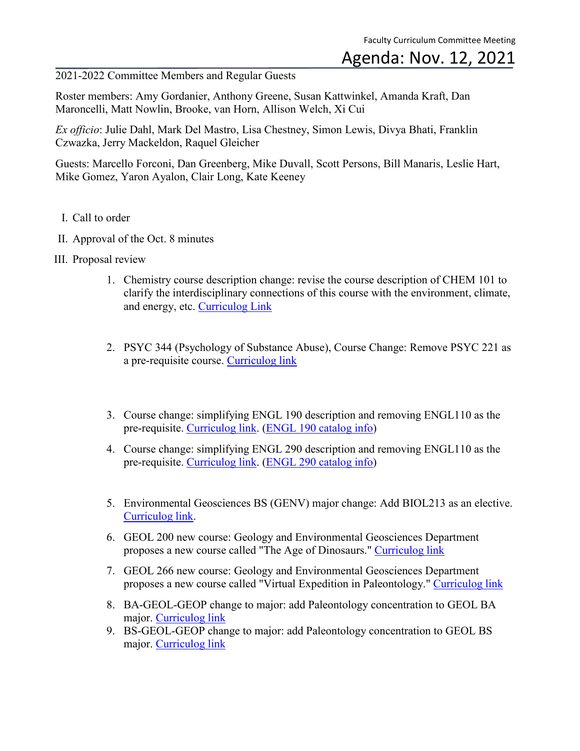Faculty Curriculum Committee Meeting

# Agenda: Nov. 12, 2021

2021-2022 Committee Members and Regular Guests

Roster members: Amy Gordanier, Anthony Greene, Susan Kattwinkel, Amanda Kraft, Dan Maroncelli, Matt Nowlin, Brooke, van Horn, Allison Welch, Xi Cui

*Ex officio*: Julie Dahl, Mark Del Mastro, Lisa Chestney, Simon Lewis, Divya Bhati, Franklin Czwazka, Jerry Mackeldon, Raquel Gleicher

Guests: Marcello Forconi, Dan Greenberg, Mike Duvall, Scott Persons, Bill Manaris, Leslie Hart, Mike Gomez, Yaron Ayalon, Clair Long, Kate Keeney

I. Call to order

II. Approval of the Oct. 8 minutes

III. Proposal review

1. Chemistry course description change: revise the course description of CHEM 101 to clarify the interdisciplinary connections of this course with the environment, climate, and energy, etc. Curriculog Link

2. PSYC 344 (Psychology of Substance Abuse), Course Change: Remove PSYC 221 as a pre-requisite course. Curriculog link

3. Course change: simplifying ENGL 190 description and removing ENGL110 as the pre-requisite. Curriculog link. (ENGL 190 catalog info)

4. Course change: simplifying ENGL 290 description and removing ENGL110 as the pre-requisite. Curriculog link. (ENGL 290 catalog info)

5. Environmental Geosciences BS (GENV) major change: Add BIOL213 as an elective. Curriculog link.

6. GEOL 200 new course: Geology and Environmental Geosciences Department proposes a new course called "The Age of Dinosaurs." Curriculog link

7. GEOL 266 new course: Geology and Environmental Geosciences Department proposes a new course called "Virtual Expedition in Paleontology." Curriculog link

8. BA-GEOL-GEOP change to major: add Paleontology concentration to GEOL BA major. Curriculog link

9. BS-GEOL-GEOP change to major: add Paleontology concentration to GEOL BS major. Curriculog link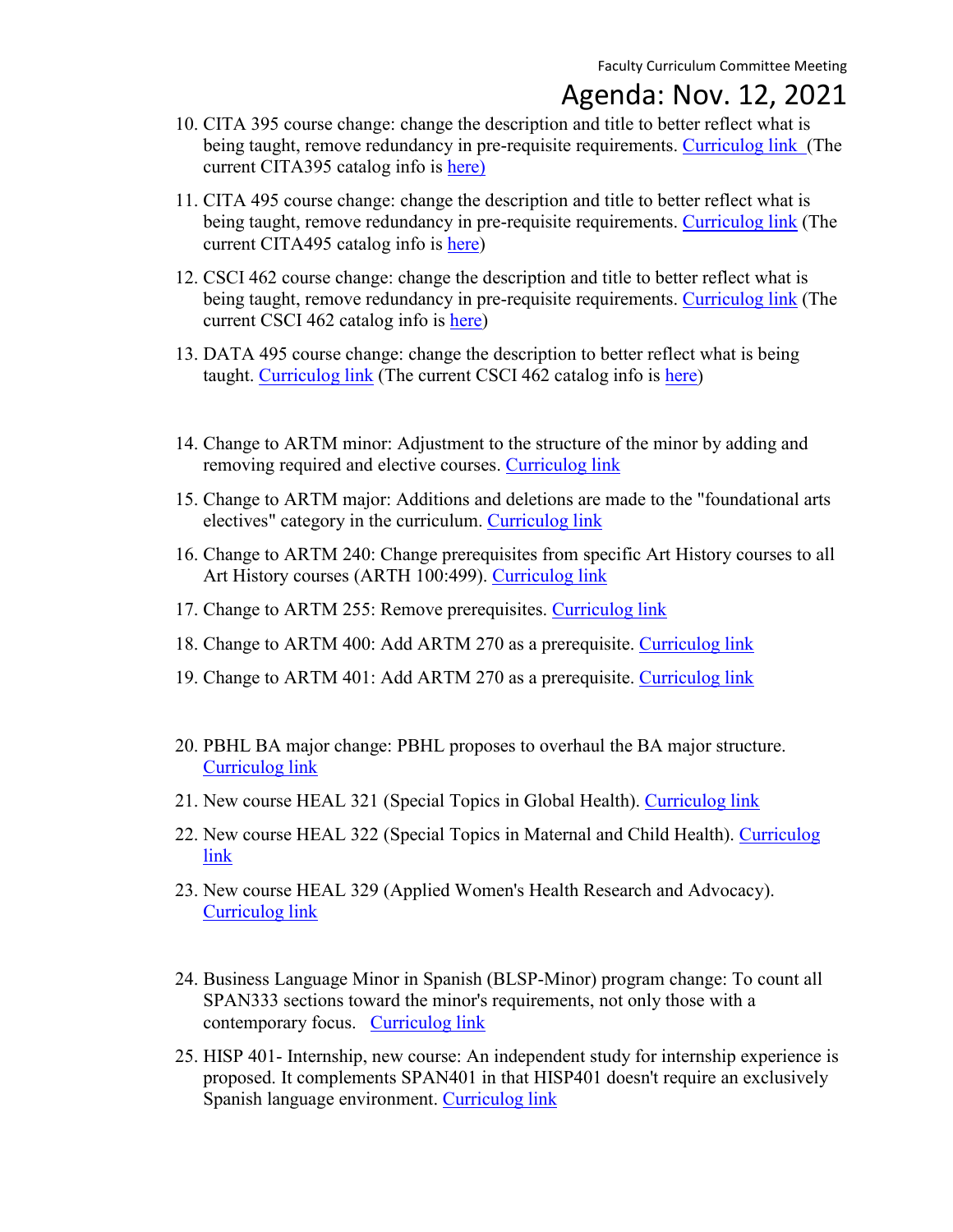10. CITA 395 course change: change the description and title to better reflect what is being taught, remove redundancy in pre-requisite requirements. Curriculog link (The current CITA395 catalog info is here)

11. CITA 495 course change: change the description and title to better reflect what is being taught, remove redundancy in pre-requisite requirements. Curriculog link (The current CITA495 catalog info is here)

12. CSCI 462 course change: change the description and title to better reflect what is being taught, remove redundancy in pre-requisite requirements. Curriculog link (The current CSCI 462 catalog info is here)

13. DATA 495 course change: change the description to better reflect what is being taught. Curriculog link (The current CSCI 462 catalog info is here)

14. Change to ARTM minor: Adjustment to the structure of the minor by adding and removing required and elective courses. Curriculog link

15. Change to ARTM major: Additions and deletions are made to the "foundational arts electives" category in the curriculum. Curriculog link

16. Change to ARTM 240: Change prerequisites from specific Art History courses to all Art History courses (ARTH 100:499). Curriculog link

17. Change to ARTM 255: Remove prerequisites. Curriculog link

18. Change to ARTM 400: Add ARTM 270 as a prerequisite. Curriculog link

19. Change to ARTM 401: Add ARTM 270 as a prerequisite. Curriculog link

20. PBHL BA major change: PBHL proposes to overhaul the BA major structure. Curriculog link

21. New course HEAL 321 (Special Topics in Global Health). Curriculog link

22. New course HEAL 322 (Special Topics in Maternal and Child Health). Curriculog link

23. New course HEAL 329 (Applied Women's Health Research and Advocacy). Curriculog link

24. Business Language Minor in Spanish (BLSP-Minor) program change: To count all SPAN333 sections toward the minor's requirements, not only those with a contemporary focus. Curriculog link

25. HISP 401- Internship, new course: An independent study for internship experience is proposed. It complements SPAN401 in that HISP401 doesn't require an exclusively Spanish language environment. Curriculog link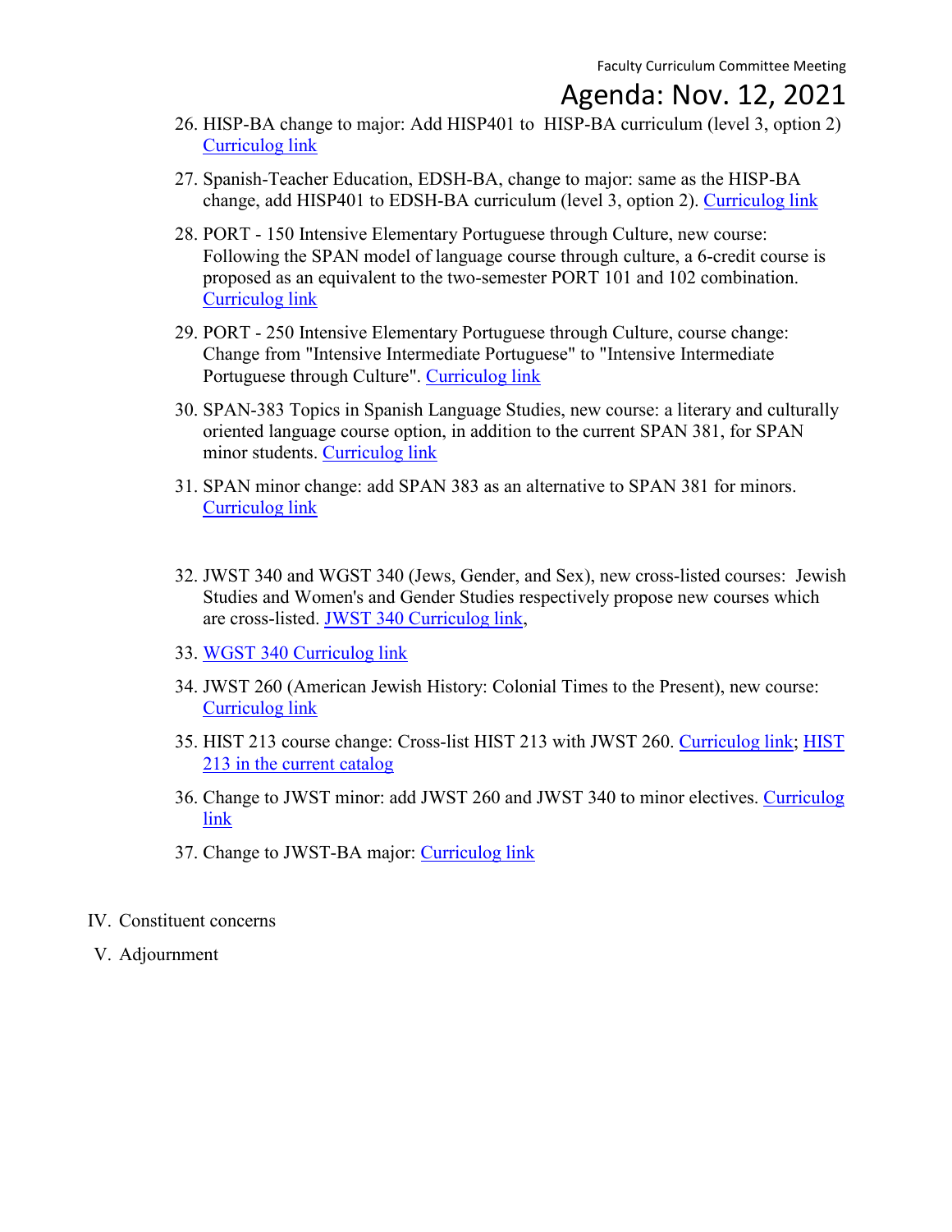26. HISP-BA change to major: Add HISP401 to HISP-BA curriculum (level 3, option 2) [Curriculog link]

27. Spanish-Teacher Education, EDSH-BA, change to major: same as the HISP-BA change, add HISP401 to EDSH-BA curriculum (level 3, option 2). [Curriculog link]

28. PORT - 150 Intensive Elementary Portuguese through Culture, new course: Following the SPAN model of language course through culture, a 6-credit course is proposed as an equivalent to the two-semester PORT 101 and 102 combination. [Curriculog link]

29. PORT - 250 Intensive Elementary Portuguese through Culture, course change: Change from "Intensive Intermediate Portuguese" to "Intensive Intermediate Portuguese through Culture". [Curriculog link]

30. SPAN-383 Topics in Spanish Language Studies, new course: a literary and culturally oriented language course option, in addition to the current SPAN 381, for SPAN minor students. [Curriculog link]

31. SPAN minor change: add SPAN 383 as an alternative to SPAN 381 for minors. [Curriculog link]

32. JWST 340 and WGST 340 (Jews, Gender, and Sex), new cross-listed courses: Jewish Studies and Women's and Gender Studies respectively propose new courses which are cross-listed. [JWST 340 Curriculog link],

33. [WGST 340 Curriculog link]

34. JWST 260 (American Jewish History: Colonial Times to the Present), new course: [Curriculog link]

35. HIST 213 course change: Cross-list HIST 213 with JWST 260. [Curriculog link]; [HIST 213 in the current catalog]

36. Change to JWST minor: add JWST 260 and JWST 340 to minor electives. [Curriculog link]

37. Change to JWST-BA major: [Curriculog link]

IV. Constituent concerns

V. Adjournment